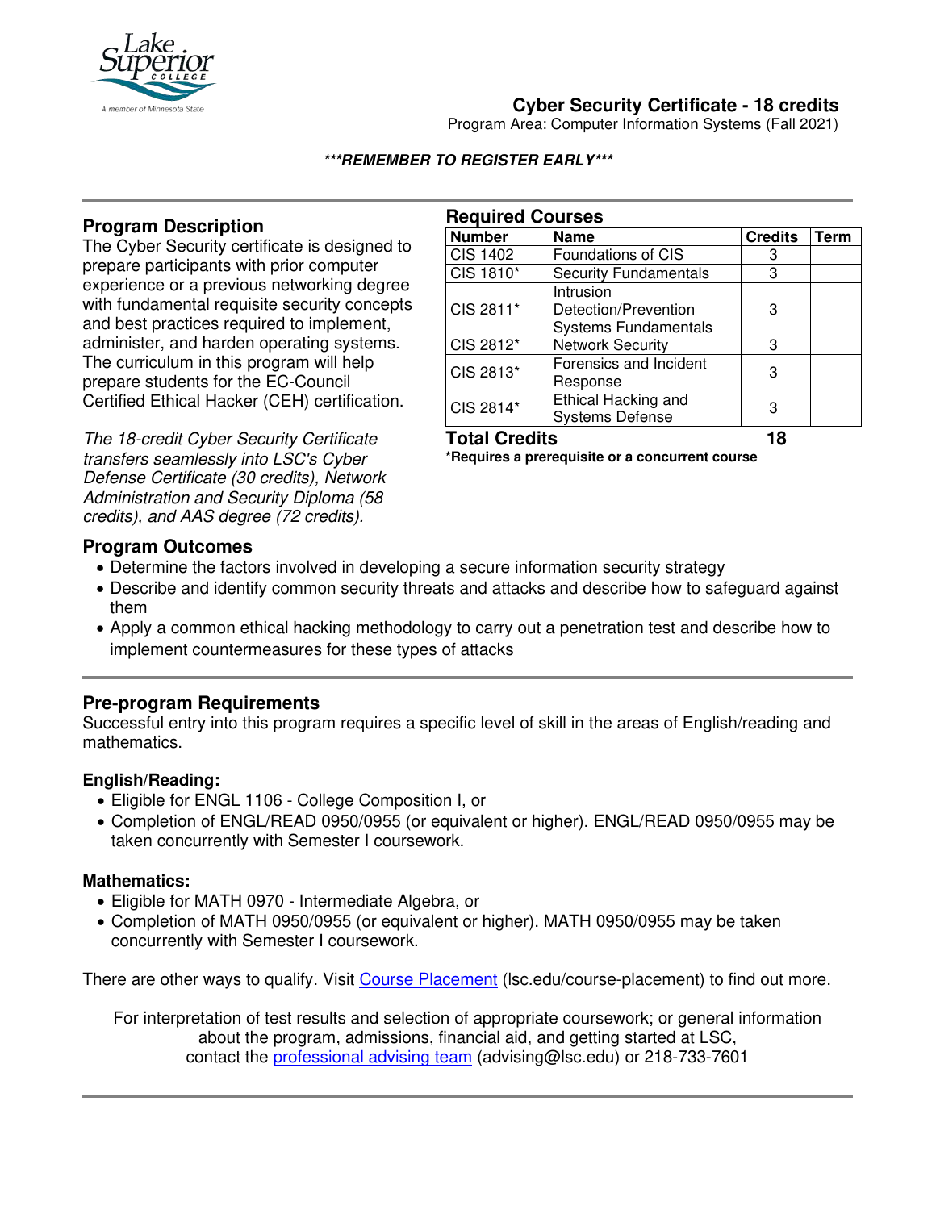# Cyber Security Certificate - 18 credits

Program Area: Computer Information Systems (Fall 2021)

***REMEMBER TO REGISTER EARLY***

## Program Description

The Cyber Security certificate is designed to prepare participants with prior computer experience or a previous networking degree with fundamental requisite security concepts and best practices required to implement, administer, and harden operating systems. The curriculum in this program will help prepare students for the EC-Council Certified Ethical Hacker (CEH) certification.

*The 18-credit Cyber Security Certificate transfers seamlessly into LSC's Cyber Defense Certificate (30 credits), Network Administration and Security Diploma (58 credits), and AAS degree (72 credits).*

## Required Courses

| Number | Name | Credits | Term |
|---|---|---|---|
| CIS 1402 | Foundations of CIS | 3 | |
| CIS 1810* | Security Fundamentals | 3 | |
| CIS 2811* | Intrusion Detection/Prevention Systems Fundamentals | 3 | |
| CIS 2812* | Network Security | 3 | |
| CIS 2813* | Forensics and Incident Response | 3 | |
| CIS 2814* | Ethical Hacking and Systems Defense | 3 | |
| **Total Credits** | | **18** | |

**\*Requires a prerequisite or a concurrent course**

## Program Outcomes

- Determine the factors involved in developing a secure information security strategy
- Describe and identify common security threats and attacks and describe how to safeguard against them
- Apply a common ethical hacking methodology to carry out a penetration test and describe how to implement countermeasures for these types of attacks

## Pre-program Requirements

Successful entry into this program requires a specific level of skill in the areas of English/reading and mathematics.

### English/Reading:

- Eligible for ENGL 1106 - College Composition I, or
- Completion of ENGL/READ 0950/0955 (or equivalent or higher). ENGL/READ 0950/0955 may be taken concurrently with Semester I coursework.

### Mathematics:

- Eligible for MATH 0970 - Intermediate Algebra, or
- Completion of MATH 0950/0955 (or equivalent or higher). MATH 0950/0955 may be taken concurrently with Semester I coursework.

There are other ways to qualify. Visit Course Placement (lsc.edu/course-placement) to find out more.

For interpretation of test results and selection of appropriate coursework; or general information about the program, admissions, financial aid, and getting started at LSC, contact the professional advising team (advising@lsc.edu) or 218-733-7601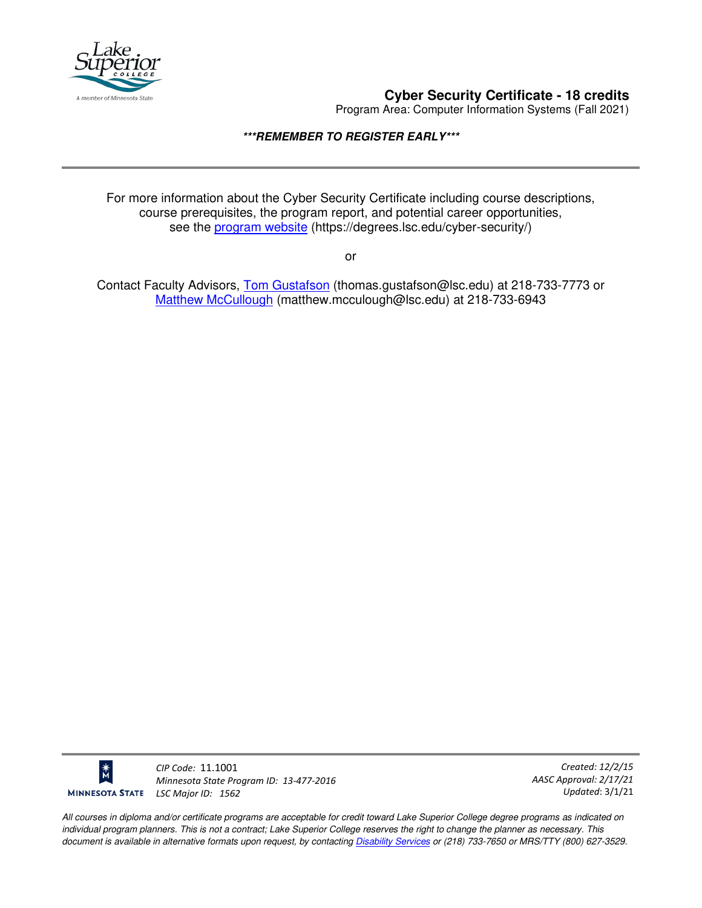# Cyber Security Certificate - 18 credits

Program Area: Computer Information Systems (Fall 2021)

***REMEMBER TO REGISTER EARLY***

---

For more information about the Cyber Security Certificate including course descriptions, course prerequisites, the program report, and potential career opportunities, see the [program website](https://degrees.lsc.edu/cyber-security/) (https://degrees.lsc.edu/cyber-security/)

or

Contact Faculty Advisors, Tom Gustafson (thomas.gustafson@lsc.edu) at 218-733-7773 or Matthew McCullough (matthew.mcculough@lsc.edu) at 218-733-6943

---

*CIP Code:* 11.1001
*Minnesota State Program ID: 13-477-2016*
*LSC Major ID: 1562*

*Created: 12/2/15*
*AASC Approval: 2/17/21*
*Updated*: 3/1/21

*All courses in diploma and/or certificate programs are acceptable for credit toward Lake Superior College degree programs as indicated on individual program planners. This is not a contract; Lake Superior College reserves the right to change the planner as necessary. This document is available in alternative formats upon request, by contacting Disability Services or (218) 733-7650 or MRS/TTY (800) 627-3529.*